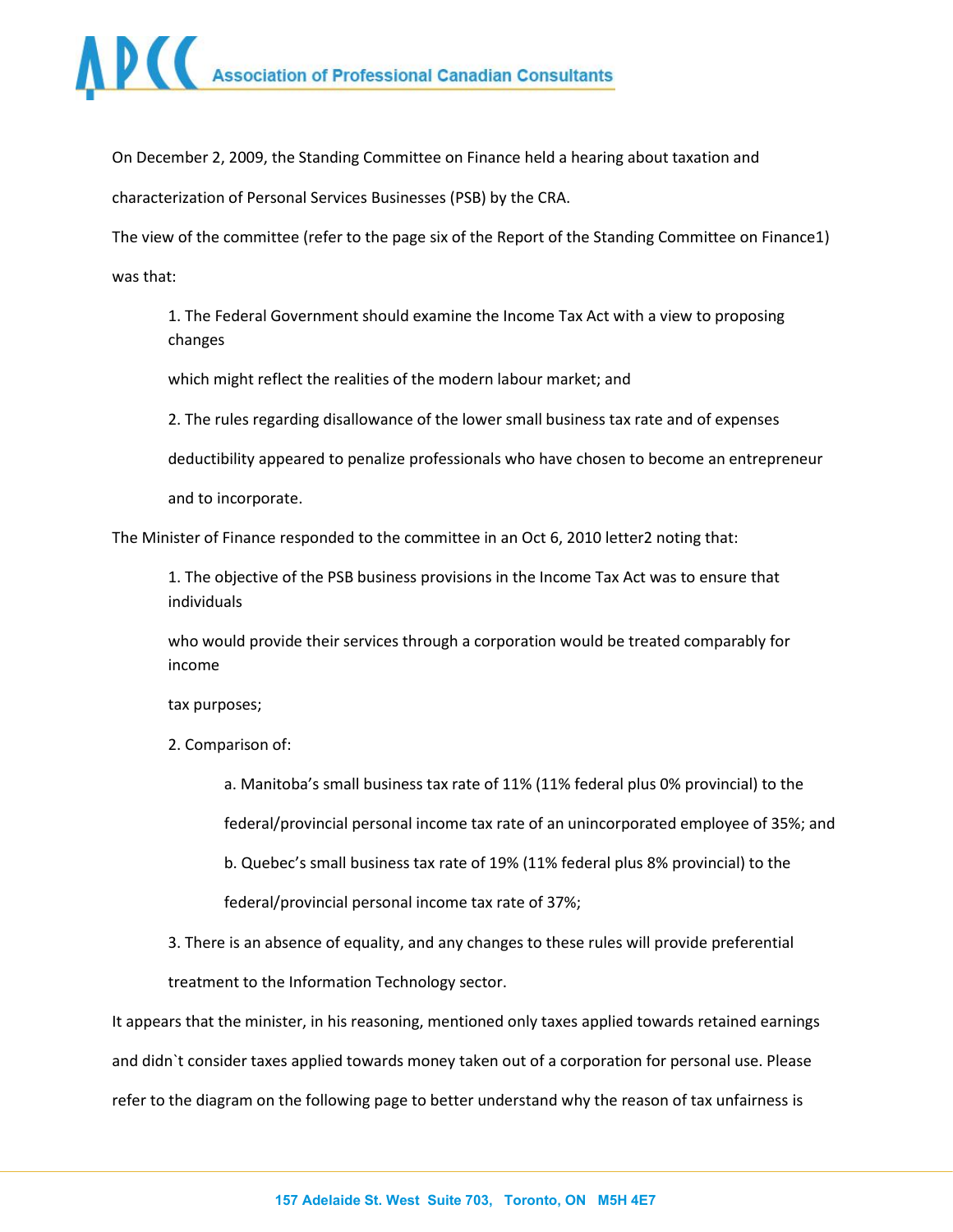# Association of Professional Canadian Consultants

On December 2, 2009, the Standing Committee on Finance held a hearing about taxation and characterization of Personal Services Businesses (PSB) by the CRA.

The view of the committee (refer to the page six of the Report of the Standing Committee on Finance[1]) was that:

1. The Federal Government should examine the Income Tax Act with a view to proposing changes which might reflect the realities of the modern labour market; and
2. The rules regarding disallowance of the lower small business tax rate and of expenses deductibility appeared to penalize professionals who have chosen to become an entrepreneur and to incorporate.

The Minister of Finance responded to the committee in an Oct 6, 2010 letter[2] noting that:

1. The objective of the PSB business provisions in the Income Tax Act was to ensure that individuals who would provide their services through a corporation would be treated comparably for income tax purposes;
2. Comparison of:
    a. Manitoba's small business tax rate of 11% (11% federal plus 0% provincial) to the federal/provincial personal income tax rate of an unincorporated employee of 35%; and
    b. Quebec's small business tax rate of 19% (11% federal plus 8% provincial) to the federal/provincial personal income tax rate of 37%;
3. There is an absence of equality, and any changes to these rules will provide preferential treatment to the Information Technology sector.

It appears that the minister, in his reasoning, mentioned only taxes applied towards retained earnings and didn`t consider taxes applied towards money taken out of a corporation for personal use. Please refer to the diagram on the following page to better understand why the reason of tax unfairness is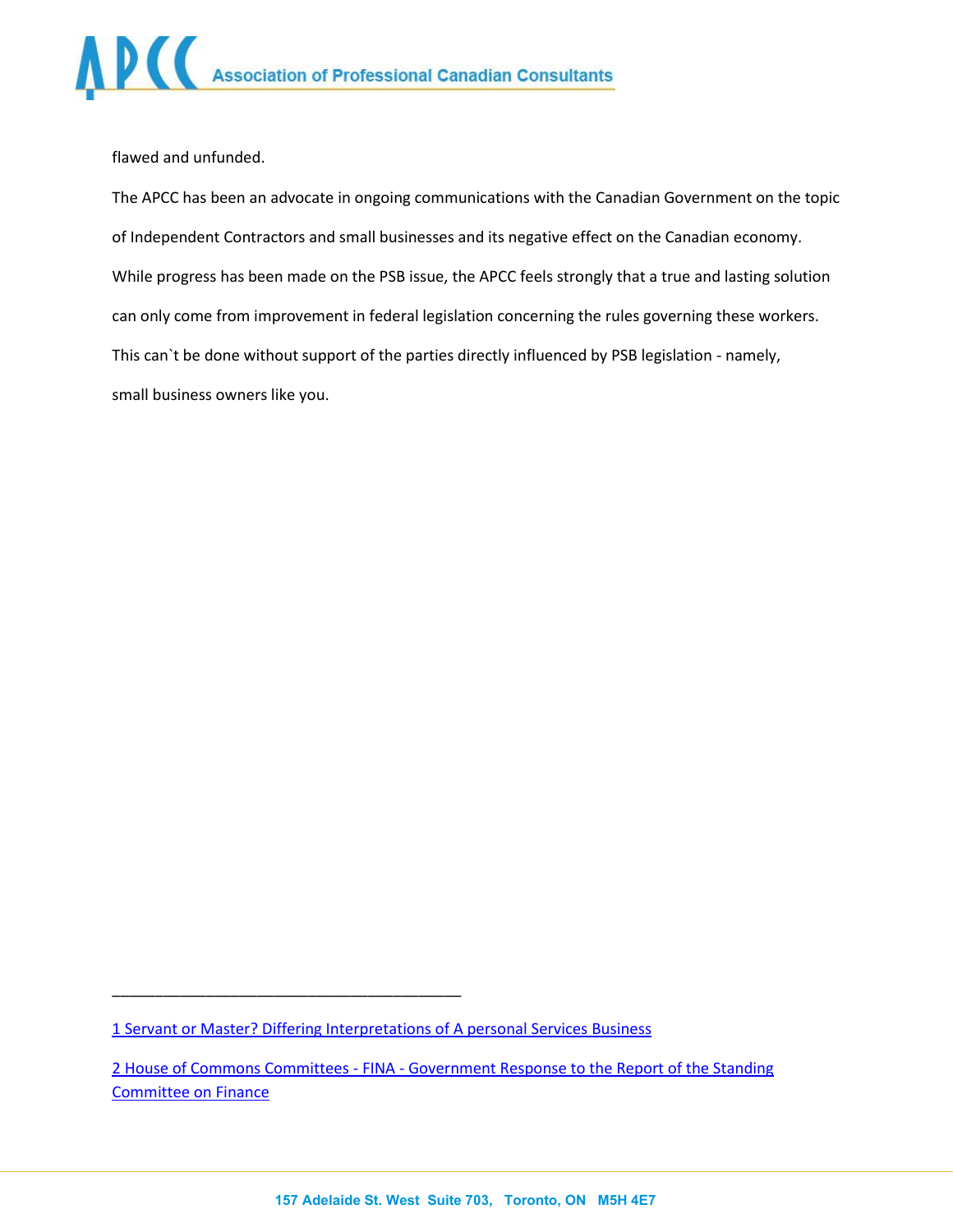flawed and unfunded.

The APCC has been an advocate in ongoing communications with the Canadian Government on the topic of Independent Contractors and small businesses and its negative effect on the Canadian economy. While progress has been made on the PSB issue, the APCC feels strongly that a true and lasting solution can only come from improvement in federal legislation concerning the rules governing these workers. This can`t be done without support of the parties directly influenced by PSB legislation - namely, small business owners like you.

---

1 Servant or Master? Differing Interpretations of A personal Services Business

2 House of Commons Committees - FINA - Government Response to the Report of the Standing Committee on Finance